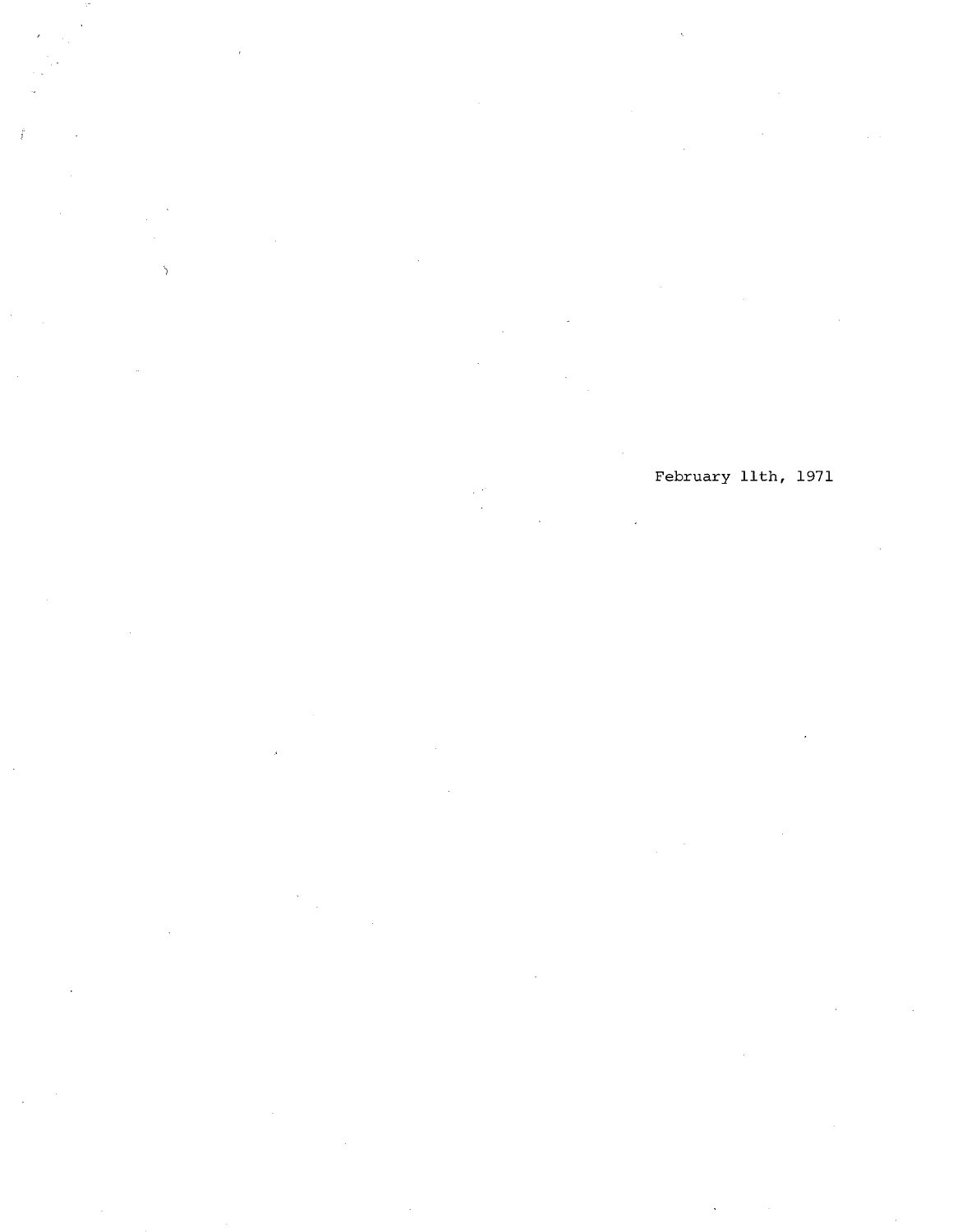February 11th, 1971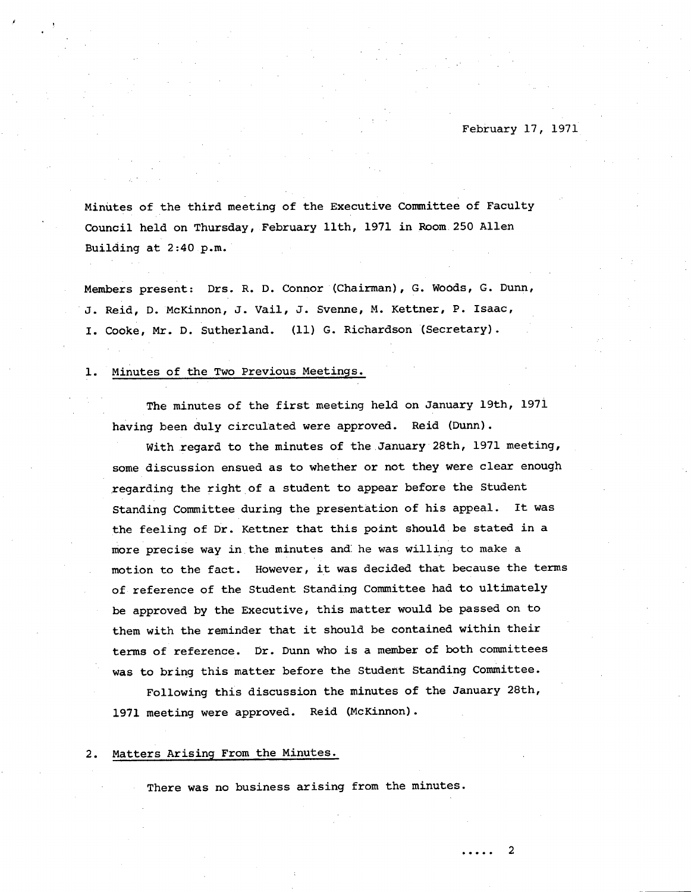February 17, 1971

Minutes of the third meeting of the Executive Committee of Faculty Council held on Thursday, February 11th, 1971 in Room 250 Allen Building at 2:40 p.m.

Members present: Drs. R. D. Connor (Chairman), G. Woods, G. Dunn, J. Reid, D. McKinnon, J. Vail, J. Svenne, M. Kettner, P. Isaac, I. Cooke, Mr. D. Sutherland. (11) G. Richardson (Secretary).

1. Minutes of the Two Previous Meetings.

The minutes of the first meeting held on January 19th, 1971 having been duly circulated were approved. Reid (Dunn).

With regard to the minutes of the January 28th, 1971 meeting, some discussion ensued as to whether or not they were clear enough regarding the right of a student to appear before the Student Standing Committee during the presentation of his appeal. It was the feeling of Dr. Kettner that this point should be stated in a more precise way in the minutes and he was willing to make a motion to the fact. However, it was decided that because the terms of reference of the Student Standing Committee had to ultimately be approved by the Executive, this matter would be passed on to them with the reminder that it should be contained within their terms of reference. Dr. Dunn who is a member of both committees was to bring this matter before the Student Standing Committee.

Following this discussion the minutes of the January 28th, 1971 meeting were approved. Reid (McKinnon).

2. Matters Arising From the Minutes.

There was no business arising from the minutes.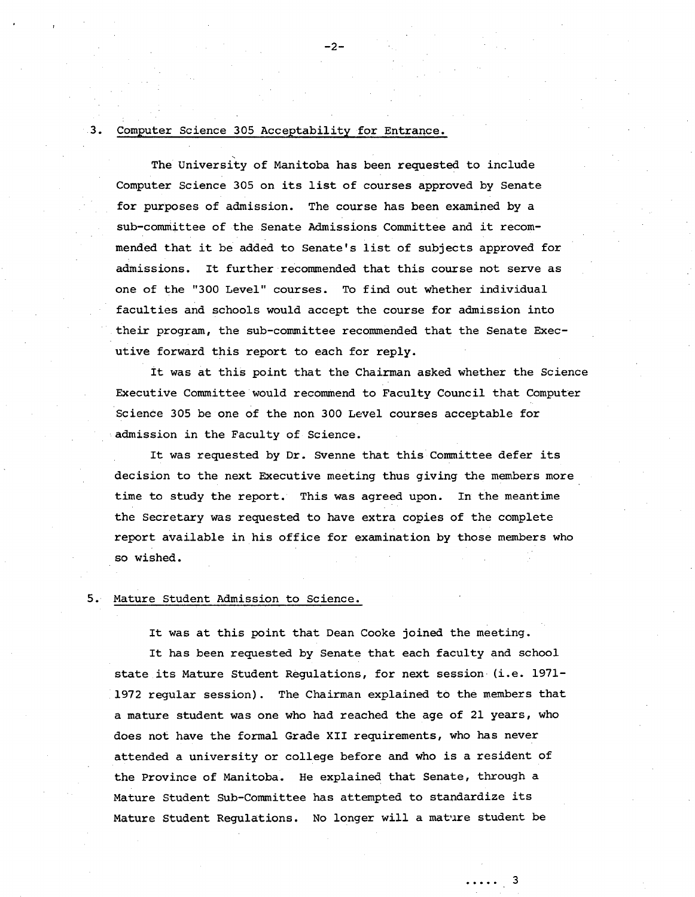3. Computer Science 305 Acceptability for Entrance.

The University of Manitoba has been requested to include Computer Science 305 on its list of courses approved by Senate for purposes of admission. The course has been examined by a sub-committee of the Senate Admissions Committee and it recommended that it be added to Senate's list of subjects approved for admissions. It further recommended that this course not serve as one of the "300 Level" courses. To find out whether individual faculties and schools would accept the course for admission into their program, the sub-committee recommended that the Senate Executive forward this report to each for reply.

It was at this point that the Chairman asked whether the Science Executive Committee would recommend to Faculty Council that Computer Science 305 be one of the non 300 Level courses acceptable for admission in the Faculty of Science.

It was requested by Dr. Svenne that this Committee defer its decision to the next Executive meeting thus giving the members more time to study the report. This was agreed upon. In the meantime the Secretary was requested to have extra copies of the complete report available in his office for examination by those members who so wished.

5. Mature Student Admission to Science.

It was at this point that Dean Cooke joined the meeting.

It has been requested by Senate that each faculty and school state its Mature Student Regulations, for next session (i.e. 1971-1972 regular session). The Chairman explained to the members that a mature student was one who had reached the age of 21 years, who does not have the formal Grade XII requirements, who has never attended a university or college before and who is a resident of the Province of Manitoba. He explained that Senate, through a Mature Student Sub-Committee has attempted to standardize its Mature Student Regulations. No longer will a mature student be

..... 3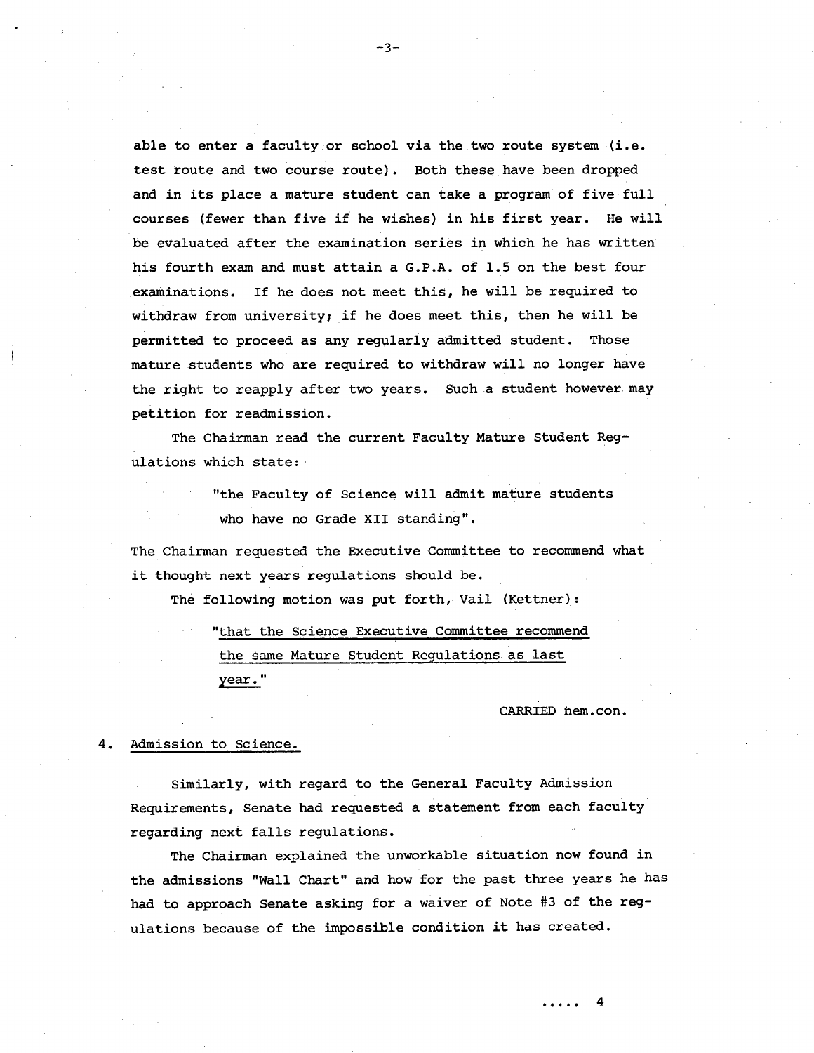able to enter a faculty or school via the two route system (i.e. test route and two course route). Both these have been dropped and in its place a mature student can take a program of five full courses (fewer than five if he wishes) in his first year. He will be evaluated after the examination series in which he has written his fourth exam and must attain a G.P.A. of 1.5 on the best four examinations. If he does not meet this, he will be required to withdraw from university; if he does meet this, then he will be permitted to proceed as any regularly admitted student. Those mature students who are required to withdraw will no longer have the right to reapply after two years. Such a student however may petition for readmission.

The Chairman read the current Faculty Mature Student Regulations which state:

> "the Faculty of Science will admit mature students who have no Grade XII standing".

The Chairman requested the Executive Committee to recommend what it thought next years regulations should be.

The following motion was put forth, Vail (Kettner):

> "<u>that the Science Executive Committee recommend the same Mature Student Regulations as last year.</u>"

CARRIED nem.con.

4. <u>Admission to Science.</u>

Similarly, with regard to the General Faculty Admission Requirements, Senate had requested a statement from each faculty regarding next falls regulations.

The Chairman explained the unworkable situation now found in the admissions "Wall Chart" and how for the past three years he has had to approach Senate asking for a waiver of Note #3 of the regulations because of the impossible condition it has created.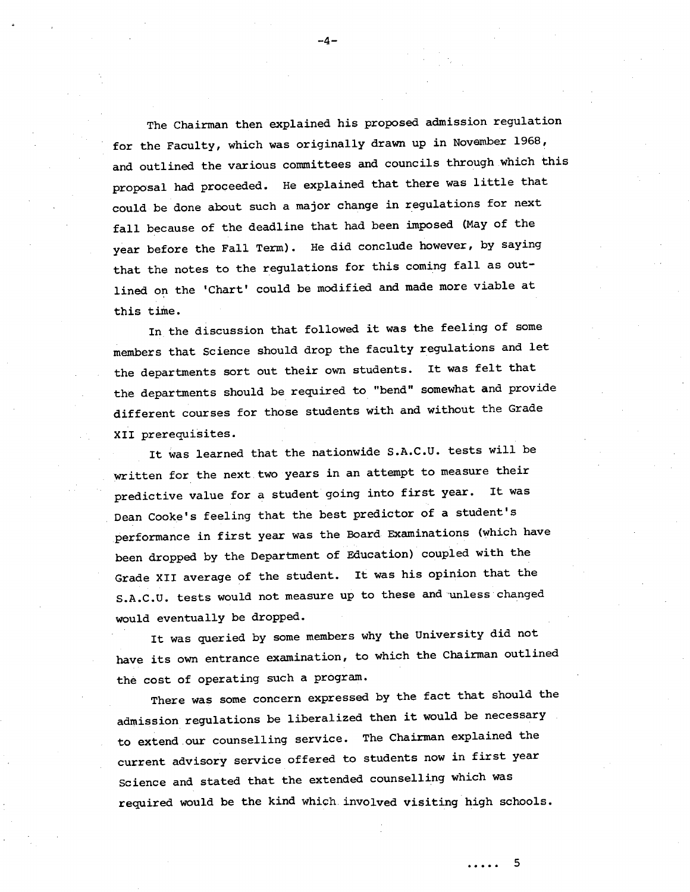The Chairman then explained his proposed admission regulation for the Faculty, which was originally drawn up in November 1968, and outlined the various committees and councils through which this proposal had proceeded. He explained that there was little that could be done about such a major change in regulations for next fall because of the deadline that had been imposed (May of the year before the Fall Term). He did conclude however, by saying that the notes to the regulations for this coming fall as outlined on the 'Chart' could be modified and made more viable at this time.

In the discussion that followed it was the feeling of some members that Science should drop the faculty regulations and let the departments sort out their own students. It was felt that the departments should be required to "bend" somewhat and provide different courses for those students with and without the Grade XII prerequisites.

It was learned that the nationwide S.A.C.U. tests will be written for the next two years in an attempt to measure their predictive value for a student going into first year. It was Dean Cooke's feeling that the best predictor of a student's performance in first year was the Board Examinations (which have been dropped by the Department of Education) coupled with the Grade XII average of the student. It was his opinion that the S.A.C.U. tests would not measure up to these and unless changed would eventually be dropped.

It was queried by some members why the University did not have its own entrance examination, to which the Chairman outlined the cost of operating such a program.

There was some concern expressed by the fact that should the admission regulations be liberalized then it would be necessary to extend our counselling service. The Chairman explained the current advisory service offered to students now in first year Science and stated that the extended counselling which was required would be the kind which involved visiting high schools.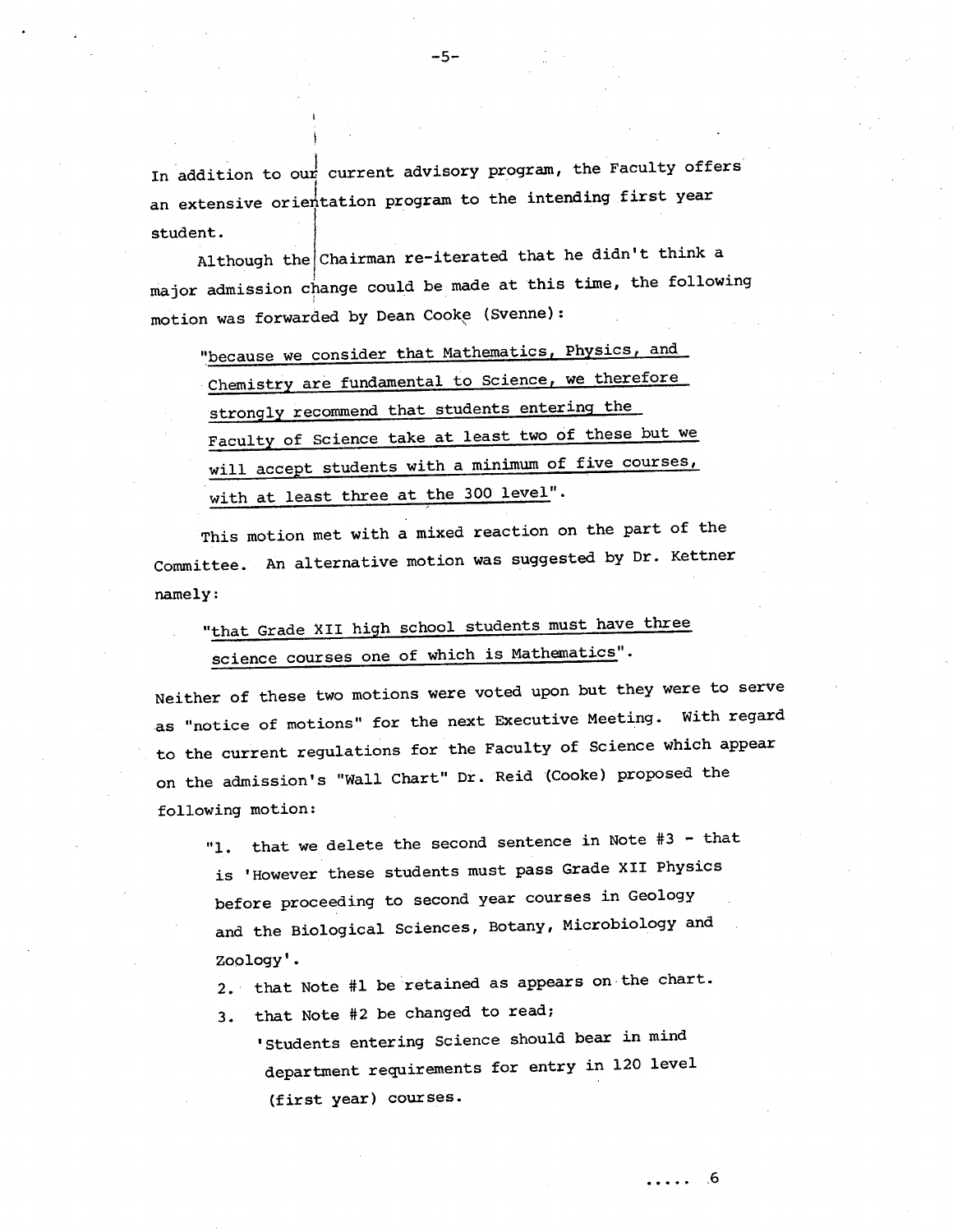In addition to our current advisory program, the Faculty offers an extensive orientation program to the intending first year student.

Although the Chairman re-iterated that he didn't think a major admission change could be made at this time, the following motion was forwarded by Dean Cooke (Svenne):

> "because we consider that Mathematics, Physics, and Chemistry are fundamental to Science, we therefore strongly recommend that students entering the Faculty of Science take at least two of these but we will accept students with a minimum of five courses, with at least three at the 300 level".

This motion met with a mixed reaction on the part of the Committee. An alternative motion was suggested by Dr. Kettner namely:

> "that Grade XII high school students must have three science courses one of which is Mathematics".

Neither of these two motions were voted upon but they were to serve as "notice of motions" for the next Executive Meeting. With regard to the current regulations for the Faculty of Science which appear on the admission's "Wall Chart" Dr. Reid (Cooke) proposed the following motion:

> "1. that we delete the second sentence in Note #3 - that is 'However these students must pass Grade XII Physics before proceeding to second year courses in Geology and the Biological Sciences, Botany, Microbiology and Zoology'.
>
> 2. that Note #1 be retained as appears on the chart.
>
> 3. that Note #2 be changed to read;
>
> 'Students entering Science should bear in mind department requirements for entry in 120 level (first year) courses.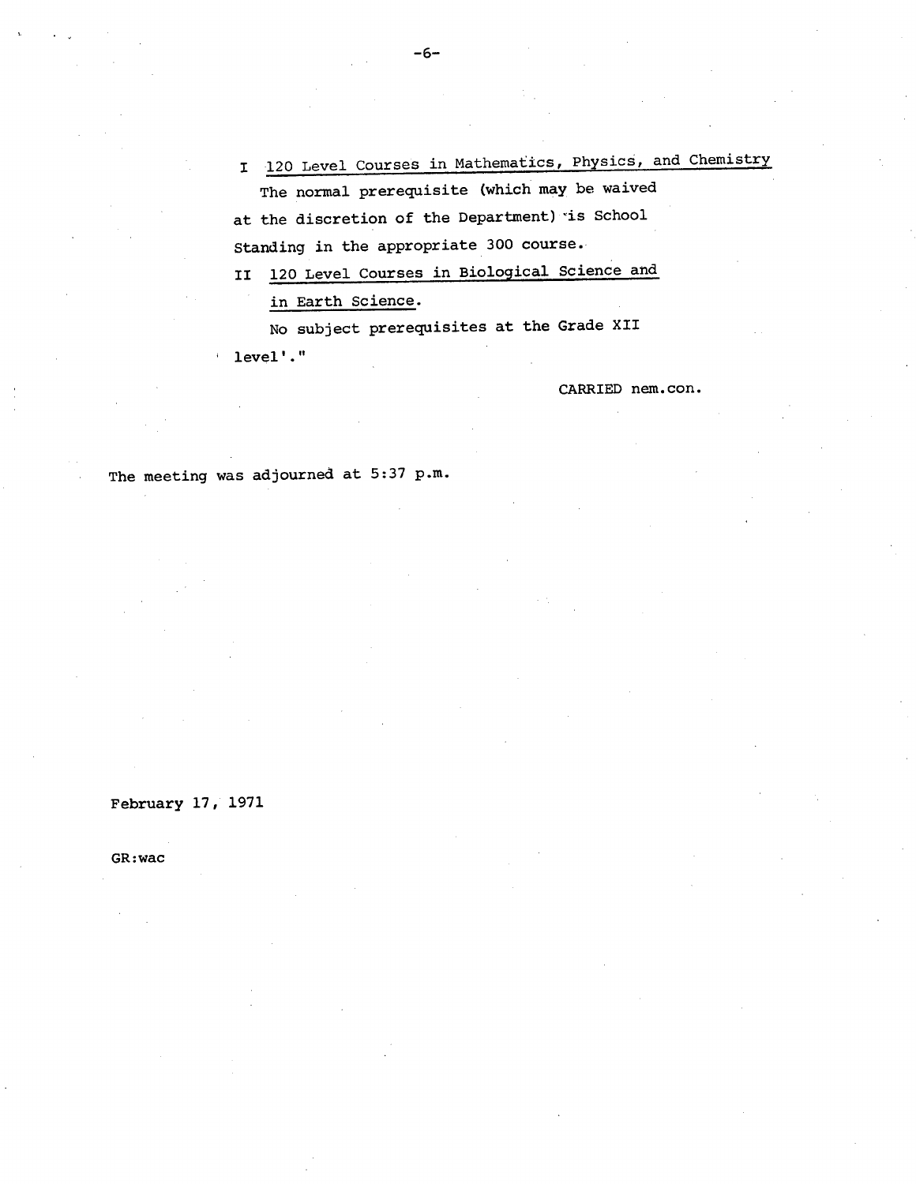I <u>120 Level Courses in Mathematics, Physics, and Chemistry</u>

The normal prerequisite (which may be waived at the discretion of the Department) is School Standing in the appropriate 300 course.

II <u>120 Level Courses in Biological Science and in Earth Science</u>.

No subject prerequisites at the Grade XII level'."

CARRIED nem.con.

The meeting was adjourned at 5:37 p.m.

February 17, 1971

GR:wac